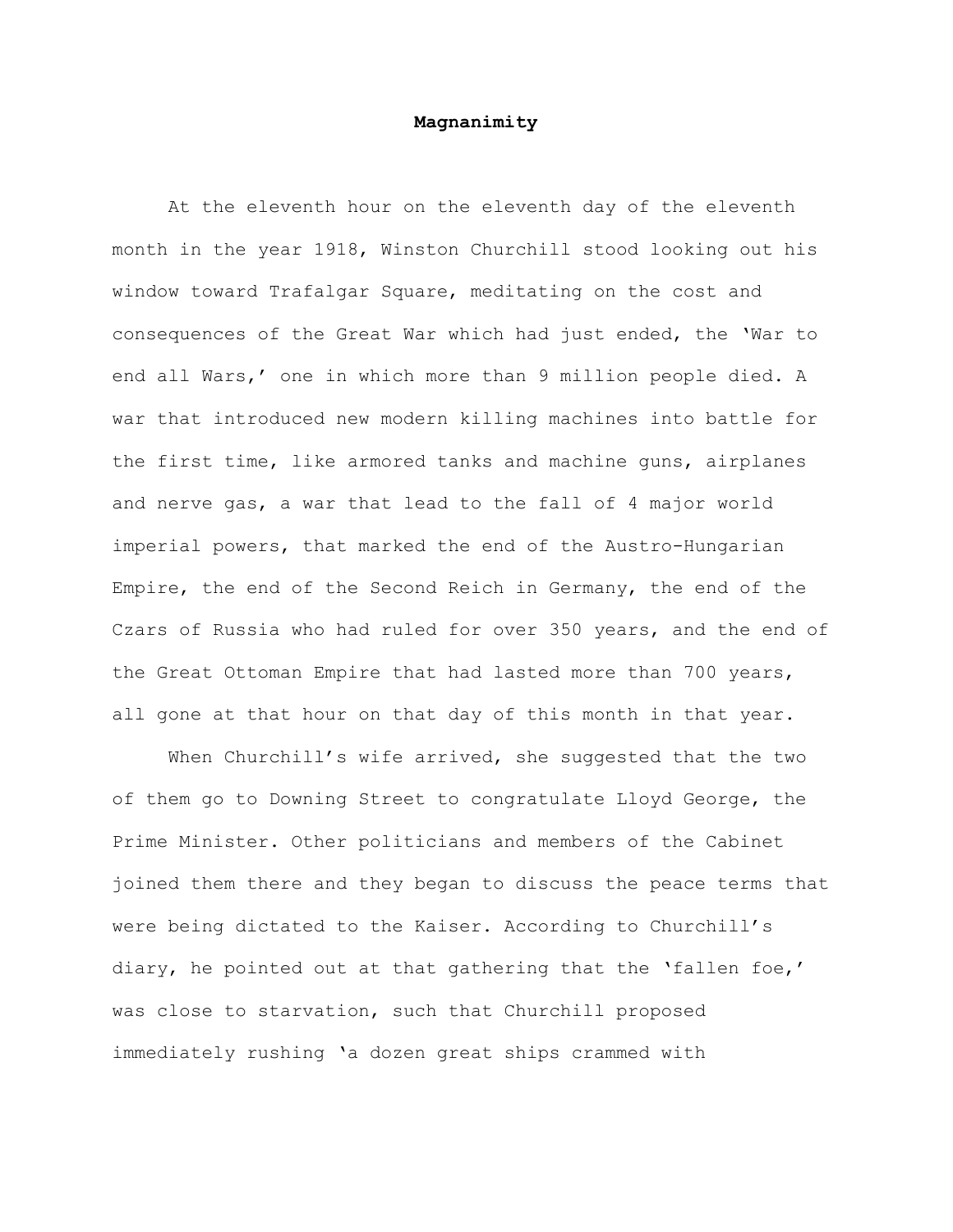# Magnanimity

At the eleventh hour on the eleventh day of the eleventh month in the year 1918, Winston Churchill stood looking out his window toward Trafalgar Square, meditating on the cost and consequences of the Great War which had just ended, the 'War to end all Wars,' one in which more than 9 million people died. A war that introduced new modern killing machines into battle for the first time, like armored tanks and machine guns, airplanes and nerve gas, a war that lead to the fall of 4 major world imperial powers, that marked the end of the Austro-Hungarian Empire, the end of the Second Reich in Germany, the end of the Czars of Russia who had ruled for over 350 years, and the end of the Great Ottoman Empire that had lasted more than 700 years, all gone at that hour on that day of this month in that year.

When Churchill's wife arrived, she suggested that the two of them go to Downing Street to congratulate Lloyd George, the Prime Minister. Other politicians and members of the Cabinet joined them there and they began to discuss the peace terms that were being dictated to the Kaiser. According to Churchill's diary, he pointed out at that gathering that the 'fallen foe,' was close to starvation, such that Churchill proposed immediately rushing 'a dozen great ships crammed with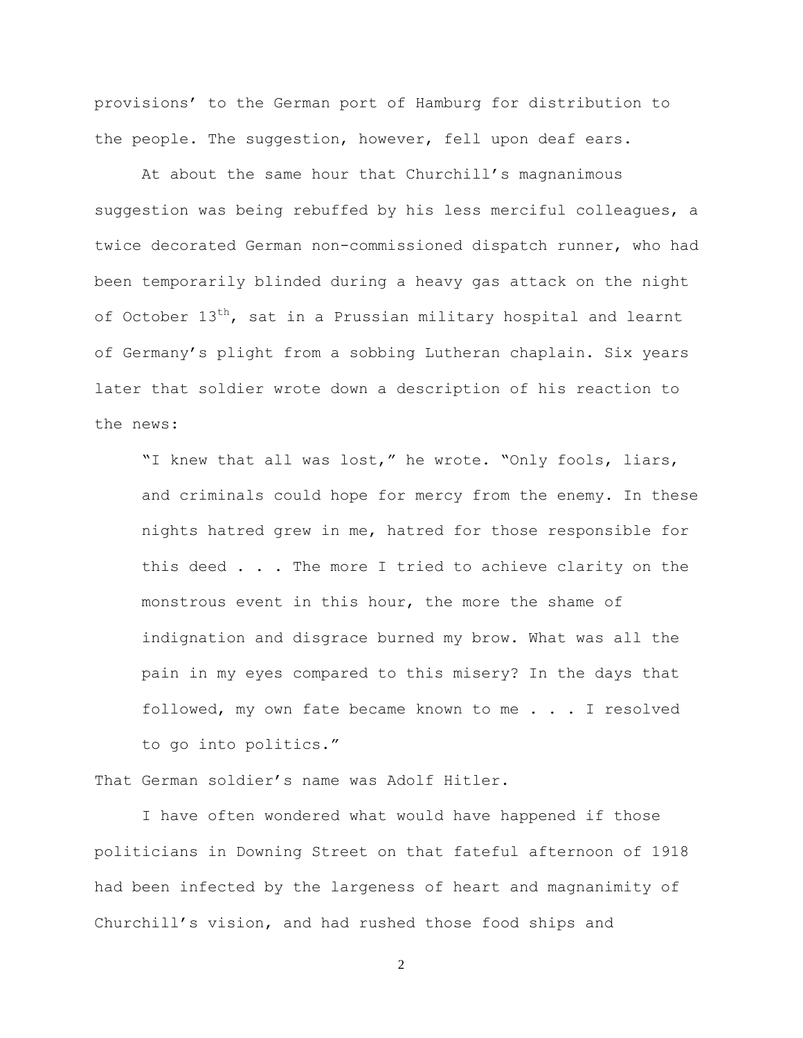provisions' to the German port of Hamburg for distribution to the people. The suggestion, however, fell upon deaf ears.

At about the same hour that Churchill's magnanimous suggestion was being rebuffed by his less merciful colleagues, a twice decorated German non-commissioned dispatch runner, who had been temporarily blinded during a heavy gas attack on the night of October 13th, sat in a Prussian military hospital and learnt of Germany's plight from a sobbing Lutheran chaplain. Six years later that soldier wrote down a description of his reaction to the news:

> "I knew that all was lost," he wrote. "Only fools, liars, and criminals could hope for mercy from the enemy. In these nights hatred grew in me, hatred for those responsible for this deed . . . The more I tried to achieve clarity on the monstrous event in this hour, the more the shame of indignation and disgrace burned my brow. What was all the pain in my eyes compared to this misery? In the days that followed, my own fate became known to me . . . I resolved to go into politics."

That German soldier's name was Adolf Hitler.

I have often wondered what would have happened if those politicians in Downing Street on that fateful afternoon of 1918 had been infected by the largeness of heart and magnanimity of Churchill's vision, and had rushed those food ships and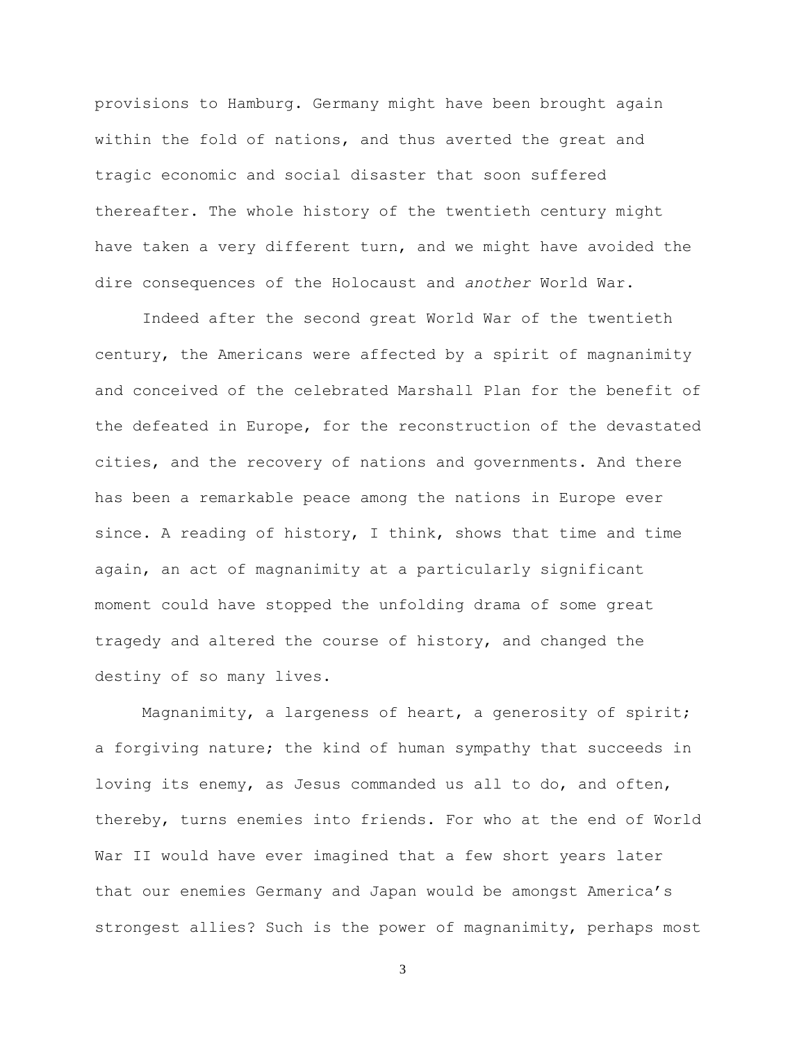provisions to Hamburg. Germany might have been brought again within the fold of nations, and thus averted the great and tragic economic and social disaster that soon suffered thereafter. The whole history of the twentieth century might have taken a very different turn, and we might have avoided the dire consequences of the Holocaust and *another* World War.

Indeed after the second great World War of the twentieth century, the Americans were affected by a spirit of magnanimity and conceived of the celebrated Marshall Plan for the benefit of the defeated in Europe, for the reconstruction of the devastated cities, and the recovery of nations and governments. And there has been a remarkable peace among the nations in Europe ever since. A reading of history, I think, shows that time and time again, an act of magnanimity at a particularly significant moment could have stopped the unfolding drama of some great tragedy and altered the course of history, and changed the destiny of so many lives.

Magnanimity, a largeness of heart, a generosity of spirit; a forgiving nature; the kind of human sympathy that succeeds in loving its enemy, as Jesus commanded us all to do, and often, thereby, turns enemies into friends. For who at the end of World War II would have ever imagined that a few short years later that our enemies Germany and Japan would be amongst America's strongest allies? Such is the power of magnanimity, perhaps most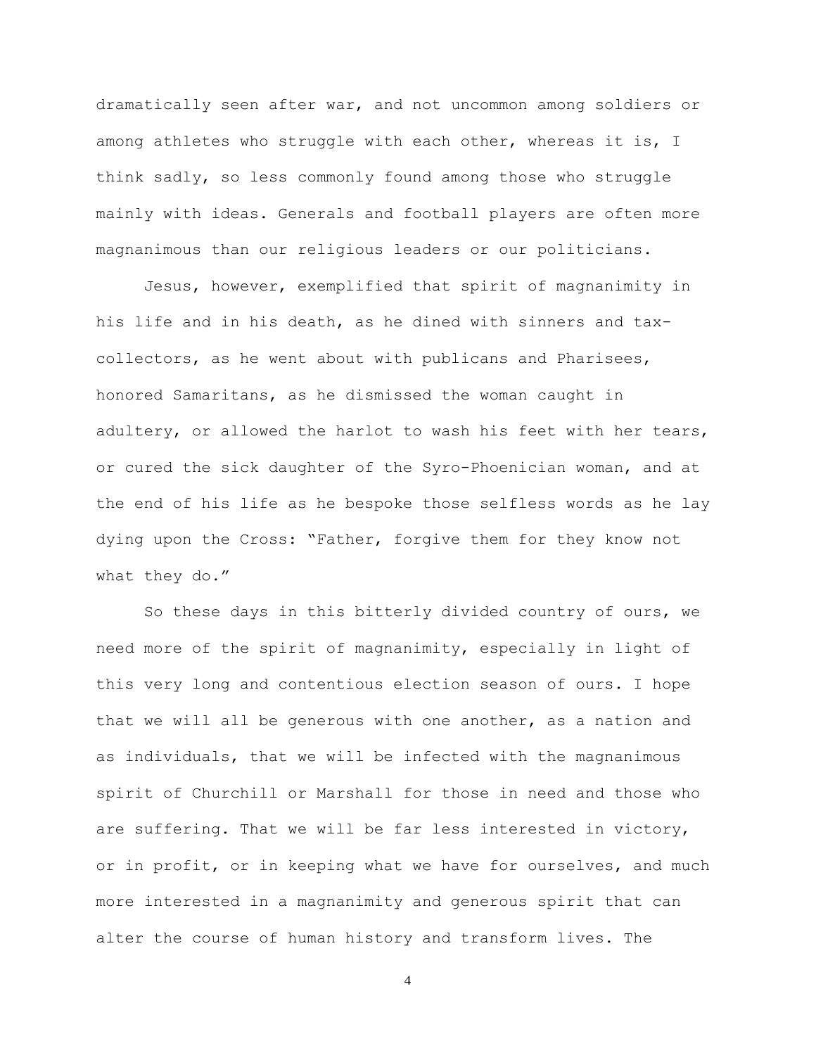dramatically seen after war, and not uncommon among soldiers or among athletes who struggle with each other, whereas it is, I think sadly, so less commonly found among those who struggle mainly with ideas. Generals and football players are often more magnanimous than our religious leaders or our politicians.

Jesus, however, exemplified that spirit of magnanimity in his life and in his death, as he dined with sinners and tax-collectors, as he went about with publicans and Pharisees, honored Samaritans, as he dismissed the woman caught in adultery, or allowed the harlot to wash his feet with her tears, or cured the sick daughter of the Syro-Phoenician woman, and at the end of his life as he bespoke those selfless words as he lay dying upon the Cross: "Father, forgive them for they know not what they do."

So these days in this bitterly divided country of ours, we need more of the spirit of magnanimity, especially in light of this very long and contentious election season of ours. I hope that we will all be generous with one another, as a nation and as individuals, that we will be infected with the magnanimous spirit of Churchill or Marshall for those in need and those who are suffering. That we will be far less interested in victory, or in profit, or in keeping what we have for ourselves, and much more interested in a magnanimity and generous spirit that can alter the course of human history and transform lives. The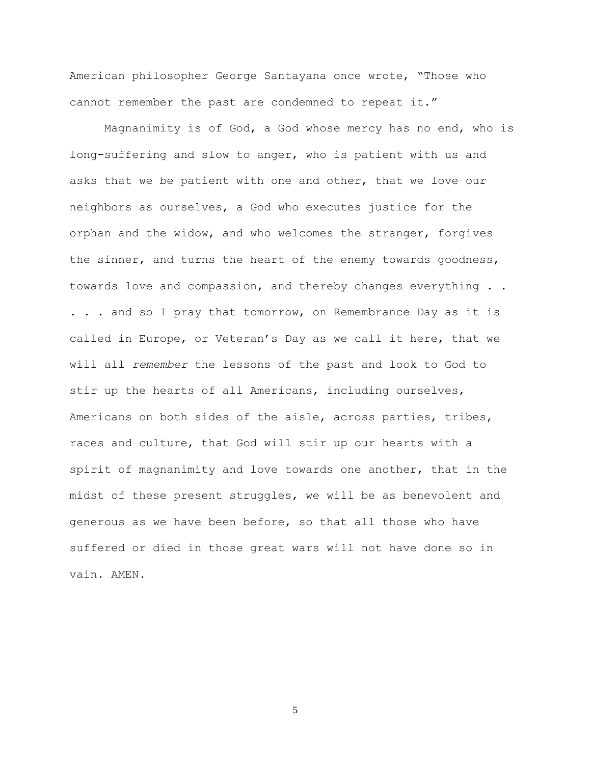American philosopher George Santayana once wrote, "Those who cannot remember the past are condemned to repeat it."

Magnanimity is of God, a God whose mercy has no end, who is long-suffering and slow to anger, who is patient with us and asks that we be patient with one and other, that we love our neighbors as ourselves, a God who executes justice for the orphan and the widow, and who welcomes the stranger, forgives the sinner, and turns the heart of the enemy towards goodness, towards love and compassion, and thereby changes everything . . . . . and so I pray that tomorrow, on Remembrance Day as it is called in Europe, or Veteran's Day as we call it here, that we will all *remember* the lessons of the past and look to God to stir up the hearts of all Americans, including ourselves, Americans on both sides of the aisle, across parties, tribes, races and culture, that God will stir up our hearts with a spirit of magnanimity and love towards one another, that in the midst of these present struggles, we will be as benevolent and generous as we have been before, so that all those who have suffered or died in those great wars will not have done so in vain. AMEN.